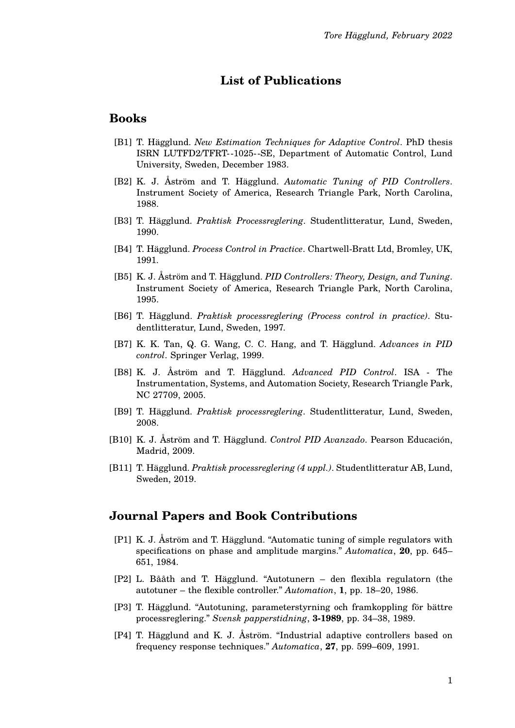# List of Publications

## Books

[B1] T. Hägglund. *New Estimation Techniques for Adaptive Control*. PhD thesis ISRN LUTFD2/TFRT--1025--SE, Department of Automatic Control, Lund University, Sweden, December 1983.

[B2] K. J. Åström and T. Hägglund. *Automatic Tuning of PID Controllers*. Instrument Society of America, Research Triangle Park, North Carolina, 1988.

[B3] T. Hägglund. *Praktisk Processreglering*. Studentlitteratur, Lund, Sweden, 1990.

[B4] T. Hägglund. *Process Control in Practice*. Chartwell-Bratt Ltd, Bromley, UK, 1991.

[B5] K. J. Åström and T. Hägglund. *PID Controllers: Theory, Design, and Tuning*. Instrument Society of America, Research Triangle Park, North Carolina, 1995.

[B6] T. Hägglund. *Praktisk processreglering (Process control in practice)*. Studentlitteratur, Lund, Sweden, 1997.

[B7] K. K. Tan, Q. G. Wang, C. C. Hang, and T. Hägglund. *Advances in PID control*. Springer Verlag, 1999.

[B8] K. J. Åström and T. Hägglund. *Advanced PID Control*. ISA - The Instrumentation, Systems, and Automation Society, Research Triangle Park, NC 27709, 2005.

[B9] T. Hägglund. *Praktisk processreglering*. Studentlitteratur, Lund, Sweden, 2008.

[B10] K. J. Åström and T. Hägglund. *Control PID Avanzado*. Pearson Educación, Madrid, 2009.

[B11] T. Hägglund. *Praktisk processreglering (4 uppl.)*. Studentlitteratur AB, Lund, Sweden, 2019.

## Journal Papers and Book Contributions

[P1] K. J. Åström and T. Hägglund. "Automatic tuning of simple regulators with specifications on phase and amplitude margins." *Automatica*, **20**, pp. 645–651, 1984.

[P2] L. Bååth and T. Hägglund. "Autotunern – den flexibla regulatorn (the autotuner – the flexible controller." *Automation*, **1**, pp. 18–20, 1986.

[P3] T. Hägglund. "Autotuning, parameterstyrning och framkoppling för bättre processreglering." *Svensk papperstidning*, **3-1989**, pp. 34–38, 1989.

[P4] T. Hägglund and K. J. Åström. "Industrial adaptive controllers based on frequency response techniques." *Automatica*, **27**, pp. 599–609, 1991.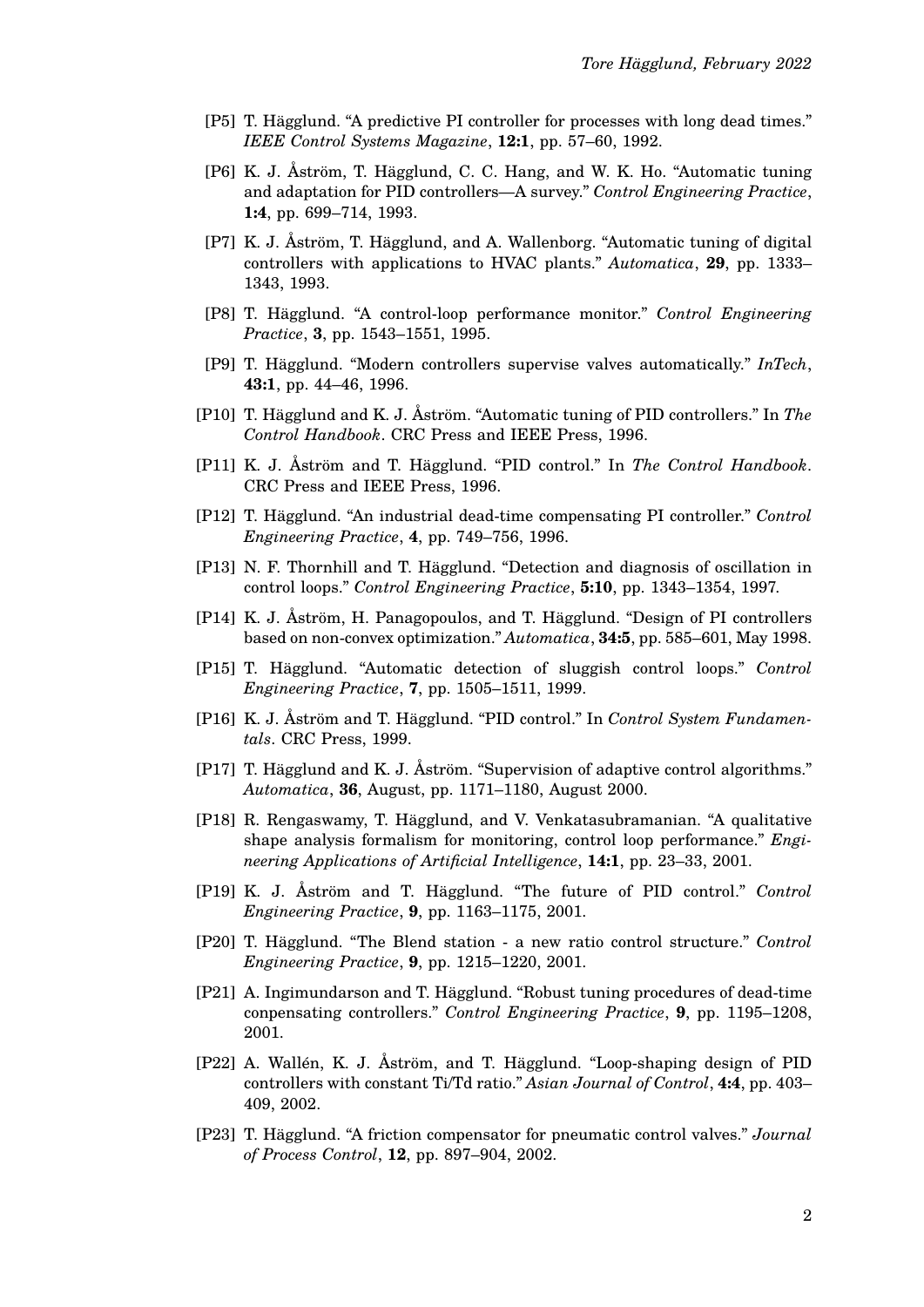[P5] T. Hägglund. "A predictive PI controller for processes with long dead times." *IEEE Control Systems Magazine*, **12:1**, pp. 57–60, 1992.

[P6] K. J. Åström, T. Hägglund, C. C. Hang, and W. K. Ho. "Automatic tuning and adaptation for PID controllers—A survey." *Control Engineering Practice*, **1:4**, pp. 699–714, 1993.

[P7] K. J. Åström, T. Hägglund, and A. Wallenborg. "Automatic tuning of digital controllers with applications to HVAC plants." *Automatica*, **29**, pp. 1333–1343, 1993.

[P8] T. Hägglund. "A control-loop performance monitor." *Control Engineering Practice*, **3**, pp. 1543–1551, 1995.

[P9] T. Hägglund. "Modern controllers supervise valves automatically." *InTech*, **43:1**, pp. 44–46, 1996.

[P10] T. Hägglund and K. J. Åström. "Automatic tuning of PID controllers." In *The Control Handbook*. CRC Press and IEEE Press, 1996.

[P11] K. J. Åström and T. Hägglund. "PID control." In *The Control Handbook*. CRC Press and IEEE Press, 1996.

[P12] T. Hägglund. "An industrial dead-time compensating PI controller." *Control Engineering Practice*, **4**, pp. 749–756, 1996.

[P13] N. F. Thornhill and T. Hägglund. "Detection and diagnosis of oscillation in control loops." *Control Engineering Practice*, **5:10**, pp. 1343–1354, 1997.

[P14] K. J. Åström, H. Panagopoulos, and T. Hägglund. "Design of PI controllers based on non-convex optimization." *Automatica*, **34:5**, pp. 585–601, May 1998.

[P15] T. Hägglund. "Automatic detection of sluggish control loops." *Control Engineering Practice*, **7**, pp. 1505–1511, 1999.

[P16] K. J. Åström and T. Hägglund. "PID control." In *Control System Fundamentals*. CRC Press, 1999.

[P17] T. Hägglund and K. J. Åström. "Supervision of adaptive control algorithms." *Automatica*, **36**, August, pp. 1171–1180, August 2000.

[P18] R. Rengaswamy, T. Hägglund, and V. Venkatasubramanian. "A qualitative shape analysis formalism for monitoring, control loop performance." *Engineering Applications of Artificial Intelligence*, **14:1**, pp. 23–33, 2001.

[P19] K. J. Åström and T. Hägglund. "The future of PID control." *Control Engineering Practice*, **9**, pp. 1163–1175, 2001.

[P20] T. Hägglund. "The Blend station - a new ratio control structure." *Control Engineering Practice*, **9**, pp. 1215–1220, 2001.

[P21] A. Ingimundarson and T. Hägglund. "Robust tuning procedures of dead-time conpensating controllers." *Control Engineering Practice*, **9**, pp. 1195–1208, 2001.

[P22] A. Wallén, K. J. Åström, and T. Hägglund. "Loop-shaping design of PID controllers with constant Ti/Td ratio." *Asian Journal of Control*, **4:4**, pp. 403–409, 2002.

[P23] T. Hägglund. "A friction compensator for pneumatic control valves." *Journal of Process Control*, **12**, pp. 897–904, 2002.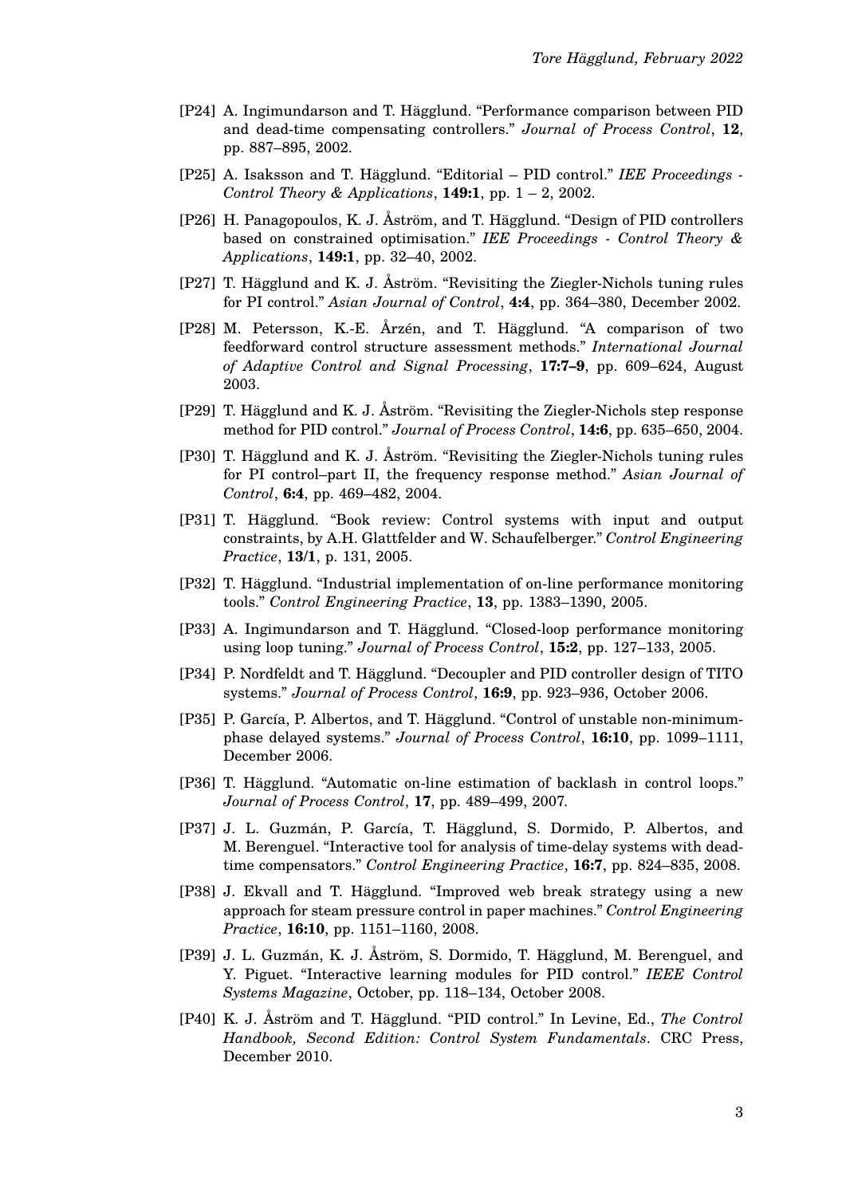[P24] A. Ingimundarson and T. Hägglund. "Performance comparison between PID and dead-time compensating controllers." *Journal of Process Control*, **12**, pp. 887–895, 2002.

[P25] A. Isaksson and T. Hägglund. "Editorial – PID control." *IEE Proceedings - Control Theory & Applications*, **149:1**, pp. 1 – 2, 2002.

[P26] H. Panagopoulos, K. J. Åström, and T. Hägglund. "Design of PID controllers based on constrained optimisation." *IEE Proceedings - Control Theory & Applications*, **149:1**, pp. 32–40, 2002.

[P27] T. Hägglund and K. J. Åström. "Revisiting the Ziegler-Nichols tuning rules for PI control." *Asian Journal of Control*, **4:4**, pp. 364–380, December 2002.

[P28] M. Petersson, K.-E. Årzén, and T. Hägglund. "A comparison of two feedforward control structure assessment methods." *International Journal of Adaptive Control and Signal Processing*, **17:7–9**, pp. 609–624, August 2003.

[P29] T. Hägglund and K. J. Åström. "Revisiting the Ziegler-Nichols step response method for PID control." *Journal of Process Control*, **14:6**, pp. 635–650, 2004.

[P30] T. Hägglund and K. J. Åström. "Revisiting the Ziegler-Nichols tuning rules for PI control–part II, the frequency response method." *Asian Journal of Control*, **6:4**, pp. 469–482, 2004.

[P31] T. Hägglund. "Book review: Control systems with input and output constraints, by A.H. Glattfelder and W. Schaufelberger." *Control Engineering Practice*, **13/1**, p. 131, 2005.

[P32] T. Hägglund. "Industrial implementation of on-line performance monitoring tools." *Control Engineering Practice*, **13**, pp. 1383–1390, 2005.

[P33] A. Ingimundarson and T. Hägglund. "Closed-loop performance monitoring using loop tuning." *Journal of Process Control*, **15:2**, pp. 127–133, 2005.

[P34] P. Nordfeldt and T. Hägglund. "Decoupler and PID controller design of TITO systems." *Journal of Process Control*, **16:9**, pp. 923–936, October 2006.

[P35] P. García, P. Albertos, and T. Hägglund. "Control of unstable non-minimum-phase delayed systems." *Journal of Process Control*, **16:10**, pp. 1099–1111, December 2006.

[P36] T. Hägglund. "Automatic on-line estimation of backlash in control loops." *Journal of Process Control*, **17**, pp. 489–499, 2007.

[P37] J. L. Guzmán, P. García, T. Hägglund, S. Dormido, P. Albertos, and M. Berenguel. "Interactive tool for analysis of time-delay systems with dead-time compensators." *Control Engineering Practice*, **16:7**, pp. 824–835, 2008.

[P38] J. Ekvall and T. Hägglund. "Improved web break strategy using a new approach for steam pressure control in paper machines." *Control Engineering Practice*, **16:10**, pp. 1151–1160, 2008.

[P39] J. L. Guzmán, K. J. Åström, S. Dormido, T. Hägglund, M. Berenguel, and Y. Piguet. "Interactive learning modules for PID control." *IEEE Control Systems Magazine*, October, pp. 118–134, October 2008.

[P40] K. J. Åström and T. Hägglund. "PID control." In Levine, Ed., *The Control Handbook, Second Edition: Control System Fundamentals*. CRC Press, December 2010.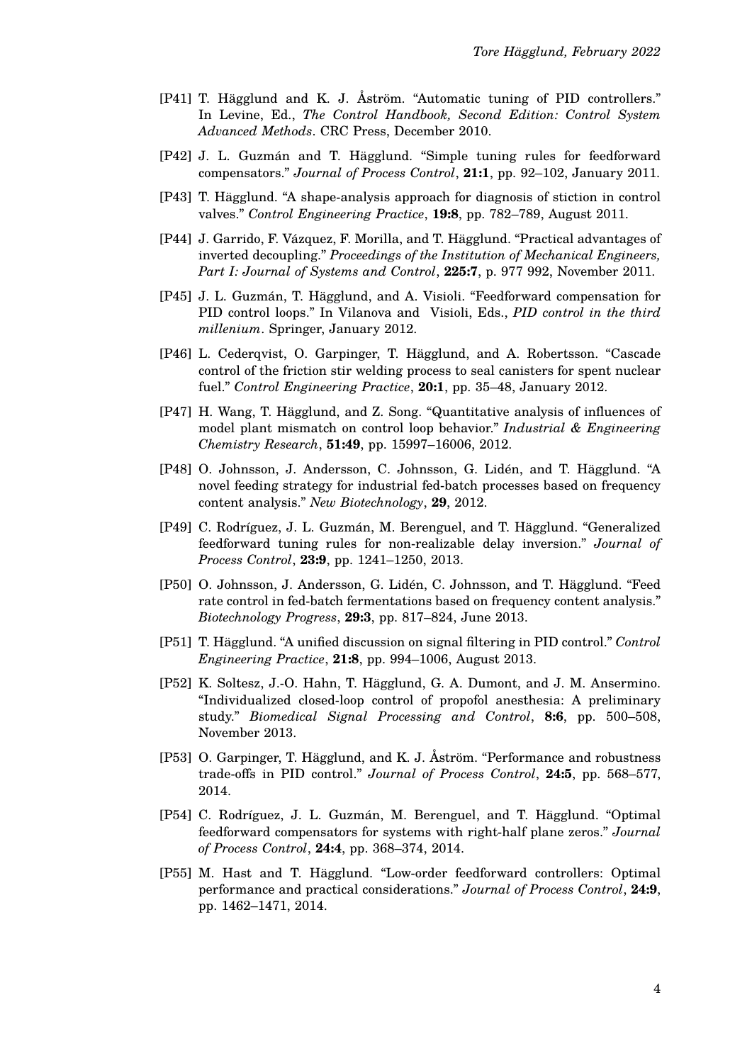[P41] T. Hägglund and K. J. Åström. "Automatic tuning of PID controllers." In Levine, Ed., *The Control Handbook, Second Edition: Control System Advanced Methods*. CRC Press, December 2010.

[P42] J. L. Guzmán and T. Hägglund. "Simple tuning rules for feedforward compensators." *Journal of Process Control*, **21:1**, pp. 92–102, January 2011.

[P43] T. Hägglund. "A shape-analysis approach for diagnosis of stiction in control valves." *Control Engineering Practice*, **19:8**, pp. 782–789, August 2011.

[P44] J. Garrido, F. Vázquez, F. Morilla, and T. Hägglund. "Practical advantages of inverted decoupling." *Proceedings of the Institution of Mechanical Engineers, Part I: Journal of Systems and Control*, **225:7**, p. 977 992, November 2011.

[P45] J. L. Guzmán, T. Hägglund, and A. Visioli. "Feedforward compensation for PID control loops." In Vilanova and Visioli, Eds., *PID control in the third millenium*. Springer, January 2012.

[P46] L. Cederqvist, O. Garpinger, T. Hägglund, and A. Robertsson. "Cascade control of the friction stir welding process to seal canisters for spent nuclear fuel." *Control Engineering Practice*, **20:1**, pp. 35–48, January 2012.

[P47] H. Wang, T. Hägglund, and Z. Song. "Quantitative analysis of influences of model plant mismatch on control loop behavior." *Industrial & Engineering Chemistry Research*, **51:49**, pp. 15997–16006, 2012.

[P48] O. Johnsson, J. Andersson, C. Johnsson, G. Lidén, and T. Hägglund. "A novel feeding strategy for industrial fed-batch processes based on frequency content analysis." *New Biotechnology*, **29**, 2012.

[P49] C. Rodríguez, J. L. Guzmán, M. Berenguel, and T. Hägglund. "Generalized feedforward tuning rules for non-realizable delay inversion." *Journal of Process Control*, **23:9**, pp. 1241–1250, 2013.

[P50] O. Johnsson, J. Andersson, G. Lidén, C. Johnsson, and T. Hägglund. "Feed rate control in fed-batch fermentations based on frequency content analysis." *Biotechnology Progress*, **29:3**, pp. 817–824, June 2013.

[P51] T. Hägglund. "A unified discussion on signal filtering in PID control." *Control Engineering Practice*, **21:8**, pp. 994–1006, August 2013.

[P52] K. Soltesz, J.-O. Hahn, T. Hägglund, G. A. Dumont, and J. M. Ansermino. "Individualized closed-loop control of propofol anesthesia: A preliminary study." *Biomedical Signal Processing and Control*, **8:6**, pp. 500–508, November 2013.

[P53] O. Garpinger, T. Hägglund, and K. J. Åström. "Performance and robustness trade-offs in PID control." *Journal of Process Control*, **24:5**, pp. 568–577, 2014.

[P54] C. Rodríguez, J. L. Guzmán, M. Berenguel, and T. Hägglund. "Optimal feedforward compensators for systems with right-half plane zeros." *Journal of Process Control*, **24:4**, pp. 368–374, 2014.

[P55] M. Hast and T. Hägglund. "Low-order feedforward controllers: Optimal performance and practical considerations." *Journal of Process Control*, **24:9**, pp. 1462–1471, 2014.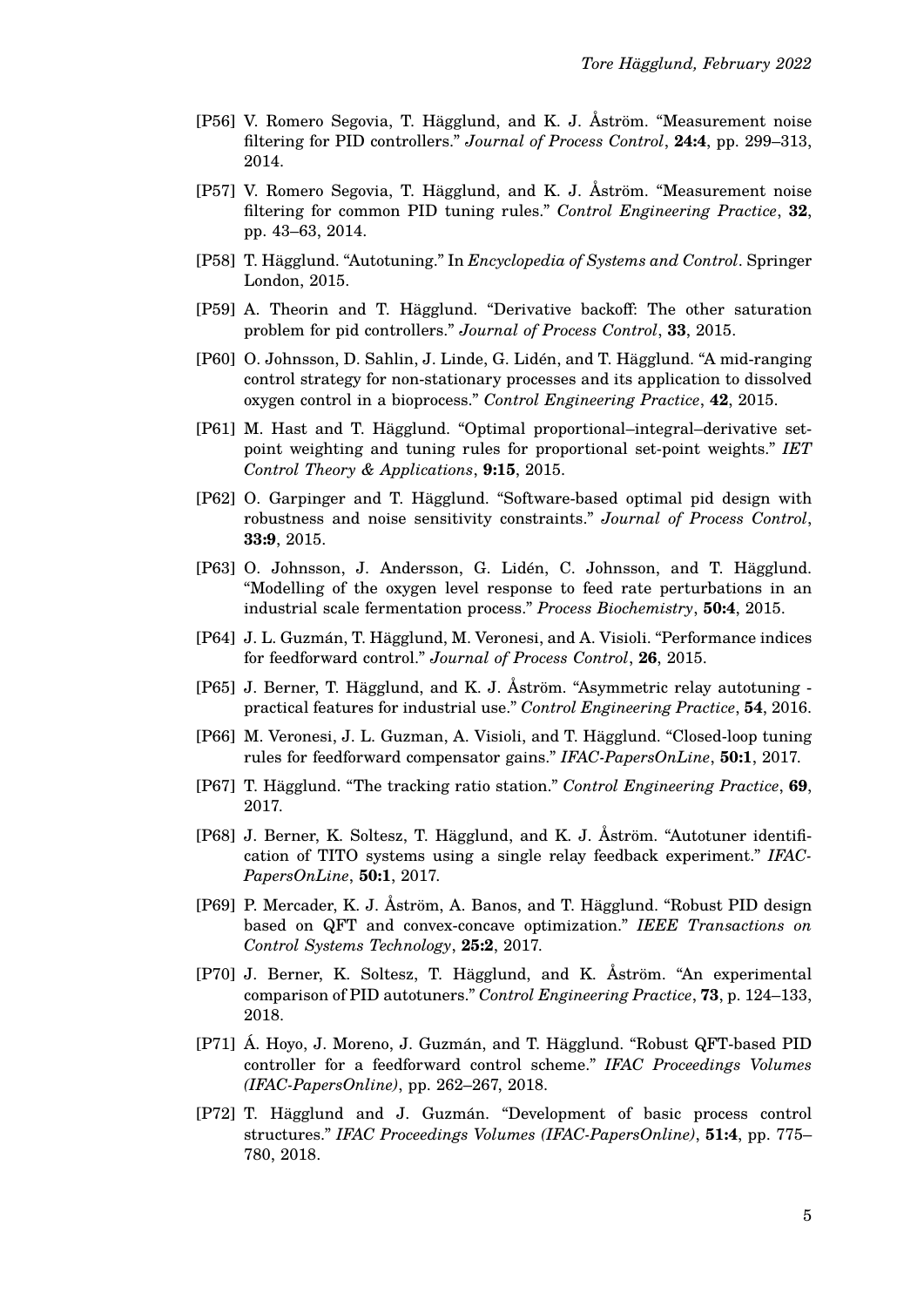[P56] V. Romero Segovia, T. Hägglund, and K. J. Åström. “Measurement noise filtering for PID controllers.” *Journal of Process Control*, **24:4**, pp. 299–313, 2014.

[P57] V. Romero Segovia, T. Hägglund, and K. J. Åström. “Measurement noise filtering for common PID tuning rules.” *Control Engineering Practice*, **32**, pp. 43–63, 2014.

[P58] T. Hägglund. “Autotuning.” In *Encyclopedia of Systems and Control*. Springer London, 2015.

[P59] A. Theorin and T. Hägglund. “Derivative backoff: The other saturation problem for pid controllers.” *Journal of Process Control*, **33**, 2015.

[P60] O. Johnsson, D. Sahlin, J. Linde, G. Lidén, and T. Hägglund. “A mid-ranging control strategy for non-stationary processes and its application to dissolved oxygen control in a bioprocess.” *Control Engineering Practice*, **42**, 2015.

[P61] M. Hast and T. Hägglund. “Optimal proportional–integral–derivative set-point weighting and tuning rules for proportional set-point weights.” *IET Control Theory & Applications*, **9:15**, 2015.

[P62] O. Garpinger and T. Hägglund. “Software-based optimal pid design with robustness and noise sensitivity constraints.” *Journal of Process Control*, **33:9**, 2015.

[P63] O. Johnsson, J. Andersson, G. Lidén, C. Johnsson, and T. Hägglund. “Modelling of the oxygen level response to feed rate perturbations in an industrial scale fermentation process.” *Process Biochemistry*, **50:4**, 2015.

[P64] J. L. Guzmán, T. Hägglund, M. Veronesi, and A. Visioli. “Performance indices for feedforward control.” *Journal of Process Control*, **26**, 2015.

[P65] J. Berner, T. Hägglund, and K. J. Åström. “Asymmetric relay autotuning - practical features for industrial use.” *Control Engineering Practice*, **54**, 2016.

[P66] M. Veronesi, J. L. Guzman, A. Visioli, and T. Hägglund. “Closed-loop tuning rules for feedforward compensator gains.” *IFAC-PapersOnLine*, **50:1**, 2017.

[P67] T. Hägglund. “The tracking ratio station.” *Control Engineering Practice*, **69**, 2017.

[P68] J. Berner, K. Soltesz, T. Hägglund, and K. J. Åström. “Autotuner identification of TITO systems using a single relay feedback experiment.” *IFAC-PapersOnLine*, **50:1**, 2017.

[P69] P. Mercader, K. J. Åström, A. Banos, and T. Hägglund. “Robust PID design based on QFT and convex-concave optimization.” *IEEE Transactions on Control Systems Technology*, **25:2**, 2017.

[P70] J. Berner, K. Soltesz, T. Hägglund, and K. Åström. “An experimental comparison of PID autotuners.” *Control Engineering Practice*, **73**, p. 124–133, 2018.

[P71] Á. Hoyo, J. Moreno, J. Guzmán, and T. Hägglund. “Robust QFT-based PID controller for a feedforward control scheme.” *IFAC Proceedings Volumes (IFAC-PapersOnline)*, pp. 262–267, 2018.

[P72] T. Hägglund and J. Guzmán. “Development of basic process control structures.” *IFAC Proceedings Volumes (IFAC-PapersOnline)*, **51:4**, pp. 775–780, 2018.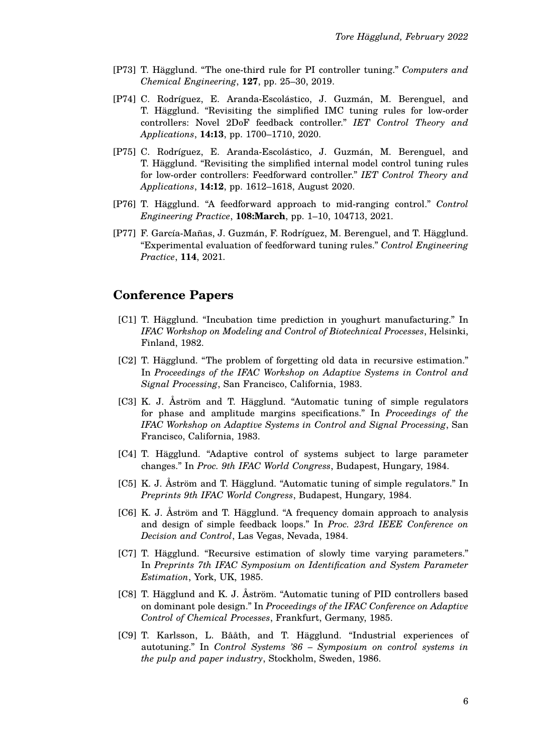[P73] T. Hägglund. “The one-third rule for PI controller tuning.” *Computers and Chemical Engineering*, **127**, pp. 25–30, 2019.

[P74] C. Rodríguez, E. Aranda-Escolástico, J. Guzmán, M. Berenguel, and T. Hägglund. “Revisiting the simplified IMC tuning rules for low-order controllers: Novel 2DoF feedback controller.” *IET Control Theory and Applications*, **14:13**, pp. 1700–1710, 2020.

[P75] C. Rodríguez, E. Aranda-Escolástico, J. Guzmán, M. Berenguel, and T. Hägglund. “Revisiting the simplified internal model control tuning rules for low-order controllers: Feedforward controller.” *IET Control Theory and Applications*, **14:12**, pp. 1612–1618, August 2020.

[P76] T. Hägglund. “A feedforward approach to mid-ranging control.” *Control Engineering Practice*, **108:March**, pp. 1–10, 104713, 2021.

[P77] F. García-Mañas, J. Guzmán, F. Rodríguez, M. Berenguel, and T. Hägglund. “Experimental evaluation of feedforward tuning rules.” *Control Engineering Practice*, **114**, 2021.

## Conference Papers

[C1] T. Hägglund. “Incubation time prediction in youghurt manufacturing.” In *IFAC Workshop on Modeling and Control of Biotechnical Processes*, Helsinki, Finland, 1982.

[C2] T. Hägglund. “The problem of forgetting old data in recursive estimation.” In *Proceedings of the IFAC Workshop on Adaptive Systems in Control and Signal Processing*, San Francisco, California, 1983.

[C3] K. J. Åström and T. Hägglund. “Automatic tuning of simple regulators for phase and amplitude margins specifications.” In *Proceedings of the IFAC Workshop on Adaptive Systems in Control and Signal Processing*, San Francisco, California, 1983.

[C4] T. Hägglund. “Adaptive control of systems subject to large parameter changes.” In *Proc. 9th IFAC World Congress*, Budapest, Hungary, 1984.

[C5] K. J. Åström and T. Hägglund. “Automatic tuning of simple regulators.” In *Preprints 9th IFAC World Congress*, Budapest, Hungary, 1984.

[C6] K. J. Åström and T. Hägglund. “A frequency domain approach to analysis and design of simple feedback loops.” In *Proc. 23rd IEEE Conference on Decision and Control*, Las Vegas, Nevada, 1984.

[C7] T. Hägglund. “Recursive estimation of slowly time varying parameters.” In *Preprints 7th IFAC Symposium on Identification and System Parameter Estimation*, York, UK, 1985.

[C8] T. Hägglund and K. J. Åström. “Automatic tuning of PID controllers based on dominant pole design.” In *Proceedings of the IFAC Conference on Adaptive Control of Chemical Processes*, Frankfurt, Germany, 1985.

[C9] T. Karlsson, L. Bååth, and T. Hägglund. “Industrial experiences of autotuning.” In *Control Systems ’86 – Symposium on control systems in the pulp and paper industry*, Stockholm, Sweden, 1986.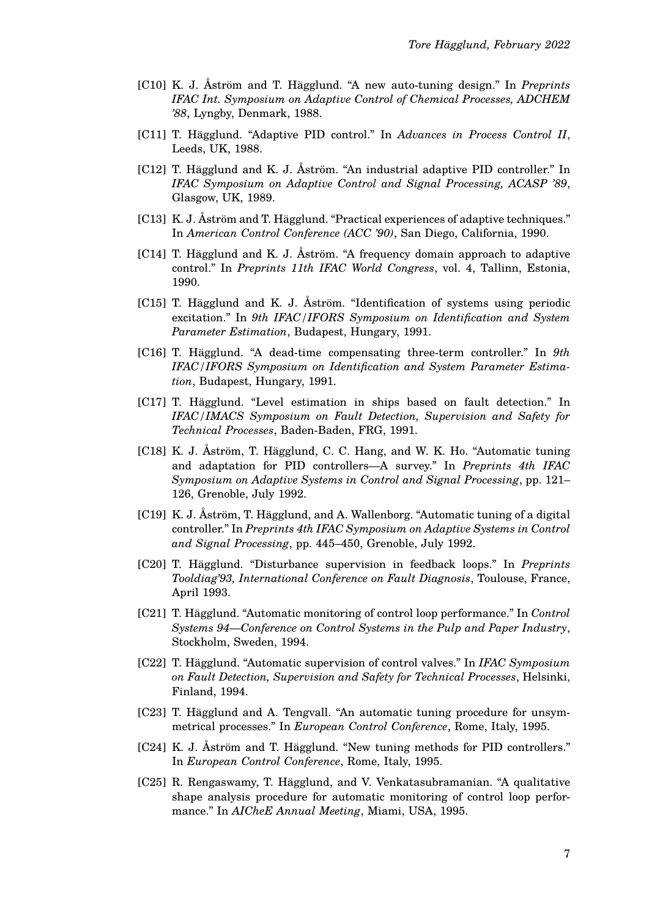[C10] K. J. Åström and T. Hägglund. "A new auto-tuning design." In *Preprints IFAC Int. Symposium on Adaptive Control of Chemical Processes, ADCHEM '88*, Lyngby, Denmark, 1988.

[C11] T. Hägglund. "Adaptive PID control." In *Advances in Process Control II*, Leeds, UK, 1988.

[C12] T. Hägglund and K. J. Åström. "An industrial adaptive PID controller." In *IFAC Symposium on Adaptive Control and Signal Processing, ACASP '89*, Glasgow, UK, 1989.

[C13] K. J. Åström and T. Hägglund. "Practical experiences of adaptive techniques." In *American Control Conference (ACC '90)*, San Diego, California, 1990.

[C14] T. Hägglund and K. J. Åström. "A frequency domain approach to adaptive control." In *Preprints 11th IFAC World Congress*, vol. 4, Tallinn, Estonia, 1990.

[C15] T. Hägglund and K. J. Åström. "Identification of systems using periodic excitation." In *9th IFAC/IFORS Symposium on Identification and System Parameter Estimation*, Budapest, Hungary, 1991.

[C16] T. Hägglund. "A dead-time compensating three-term controller." In *9th IFAC/IFORS Symposium on Identification and System Parameter Estimation*, Budapest, Hungary, 1991.

[C17] T. Hägglund. "Level estimation in ships based on fault detection." In *IFAC/IMACS Symposium on Fault Detection, Supervision and Safety for Technical Processes*, Baden-Baden, FRG, 1991.

[C18] K. J. Åström, T. Hägglund, C. C. Hang, and W. K. Ho. "Automatic tuning and adaptation for PID controllers—A survey." In *Preprints 4th IFAC Symposium on Adaptive Systems in Control and Signal Processing*, pp. 121–126, Grenoble, July 1992.

[C19] K. J. Åström, T. Hägglund, and A. Wallenborg. "Automatic tuning of a digital controller." In *Preprints 4th IFAC Symposium on Adaptive Systems in Control and Signal Processing*, pp. 445–450, Grenoble, July 1992.

[C20] T. Hägglund. "Disturbance supervision in feedback loops." In *Preprints Tooldiag'93, International Conference on Fault Diagnosis*, Toulouse, France, April 1993.

[C21] T. Hägglund. "Automatic monitoring of control loop performance." In *Control Systems 94—Conference on Control Systems in the Pulp and Paper Industry*, Stockholm, Sweden, 1994.

[C22] T. Hägglund. "Automatic supervision of control valves." In *IFAC Symposium on Fault Detection, Supervision and Safety for Technical Processes*, Helsinki, Finland, 1994.

[C23] T. Hägglund and A. Tengvall. "An automatic tuning procedure for unsymmetrical processes." In *European Control Conference*, Rome, Italy, 1995.

[C24] K. J. Åström and T. Hägglund. "New tuning methods for PID controllers." In *European Control Conference*, Rome, Italy, 1995.

[C25] R. Rengaswamy, T. Hägglund, and V. Venkatasubramanian. "A qualitative shape analysis procedure for automatic monitoring of control loop performance." In *AICheE Annual Meeting*, Miami, USA, 1995.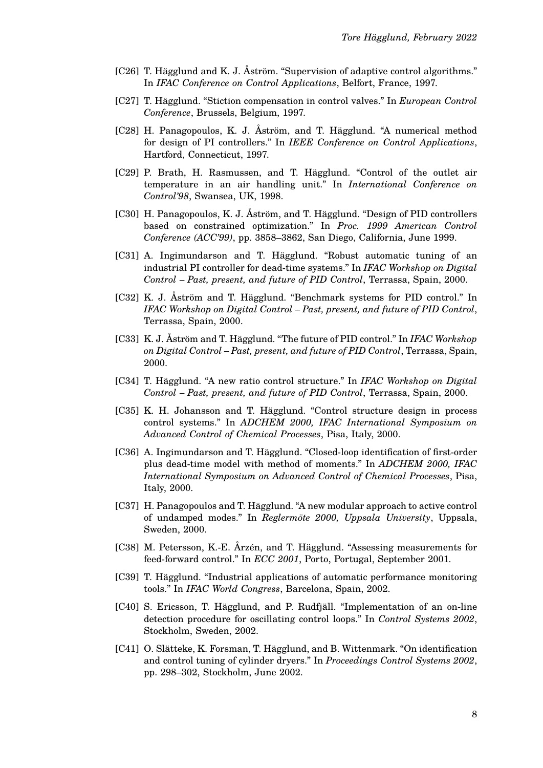[C26] T. Hägglund and K. J. Åström. "Supervision of adaptive control algorithms." In *IFAC Conference on Control Applications*, Belfort, France, 1997.

[C27] T. Hägglund. "Stiction compensation in control valves." In *European Control Conference*, Brussels, Belgium, 1997.

[C28] H. Panagopoulos, K. J. Åström, and T. Hägglund. "A numerical method for design of PI controllers." In *IEEE Conference on Control Applications*, Hartford, Connecticut, 1997.

[C29] P. Brath, H. Rasmussen, and T. Hägglund. "Control of the outlet air temperature in an air handling unit." In *International Conference on Control'98*, Swansea, UK, 1998.

[C30] H. Panagopoulos, K. J. Åström, and T. Hägglund. "Design of PID controllers based on constrained optimization." In *Proc. 1999 American Control Conference (ACC'99)*, pp. 3858–3862, San Diego, California, June 1999.

[C31] A. Ingimundarson and T. Hägglund. "Robust automatic tuning of an industrial PI controller for dead-time systems." In *IFAC Workshop on Digital Control – Past, present, and future of PID Control*, Terrassa, Spain, 2000.

[C32] K. J. Åström and T. Hägglund. "Benchmark systems for PID control." In *IFAC Workshop on Digital Control – Past, present, and future of PID Control*, Terrassa, Spain, 2000.

[C33] K. J. Åström and T. Hägglund. "The future of PID control." In *IFAC Workshop on Digital Control – Past, present, and future of PID Control*, Terrassa, Spain, 2000.

[C34] T. Hägglund. "A new ratio control structure." In *IFAC Workshop on Digital Control – Past, present, and future of PID Control*, Terrassa, Spain, 2000.

[C35] K. H. Johansson and T. Hägglund. "Control structure design in process control systems." In *ADCHEM 2000, IFAC International Symposium on Advanced Control of Chemical Processes*, Pisa, Italy, 2000.

[C36] A. Ingimundarson and T. Hägglund. "Closed-loop identification of first-order plus dead-time model with method of moments." In *ADCHEM 2000, IFAC International Symposium on Advanced Control of Chemical Processes*, Pisa, Italy, 2000.

[C37] H. Panagopoulos and T. Hägglund. "A new modular approach to active control of undamped modes." In *Reglermöte 2000, Uppsala University*, Uppsala, Sweden, 2000.

[C38] M. Petersson, K.-E. Årzén, and T. Hägglund. "Assessing measurements for feed-forward control." In *ECC 2001*, Porto, Portugal, September 2001.

[C39] T. Hägglund. "Industrial applications of automatic performance monitoring tools." In *IFAC World Congress*, Barcelona, Spain, 2002.

[C40] S. Ericsson, T. Hägglund, and P. Rudfjäll. "Implementation of an on-line detection procedure for oscillating control loops." In *Control Systems 2002*, Stockholm, Sweden, 2002.

[C41] O. Slätteke, K. Forsman, T. Hägglund, and B. Wittenmark. "On identification and control tuning of cylinder dryers." In *Proceedings Control Systems 2002*, pp. 298–302, Stockholm, June 2002.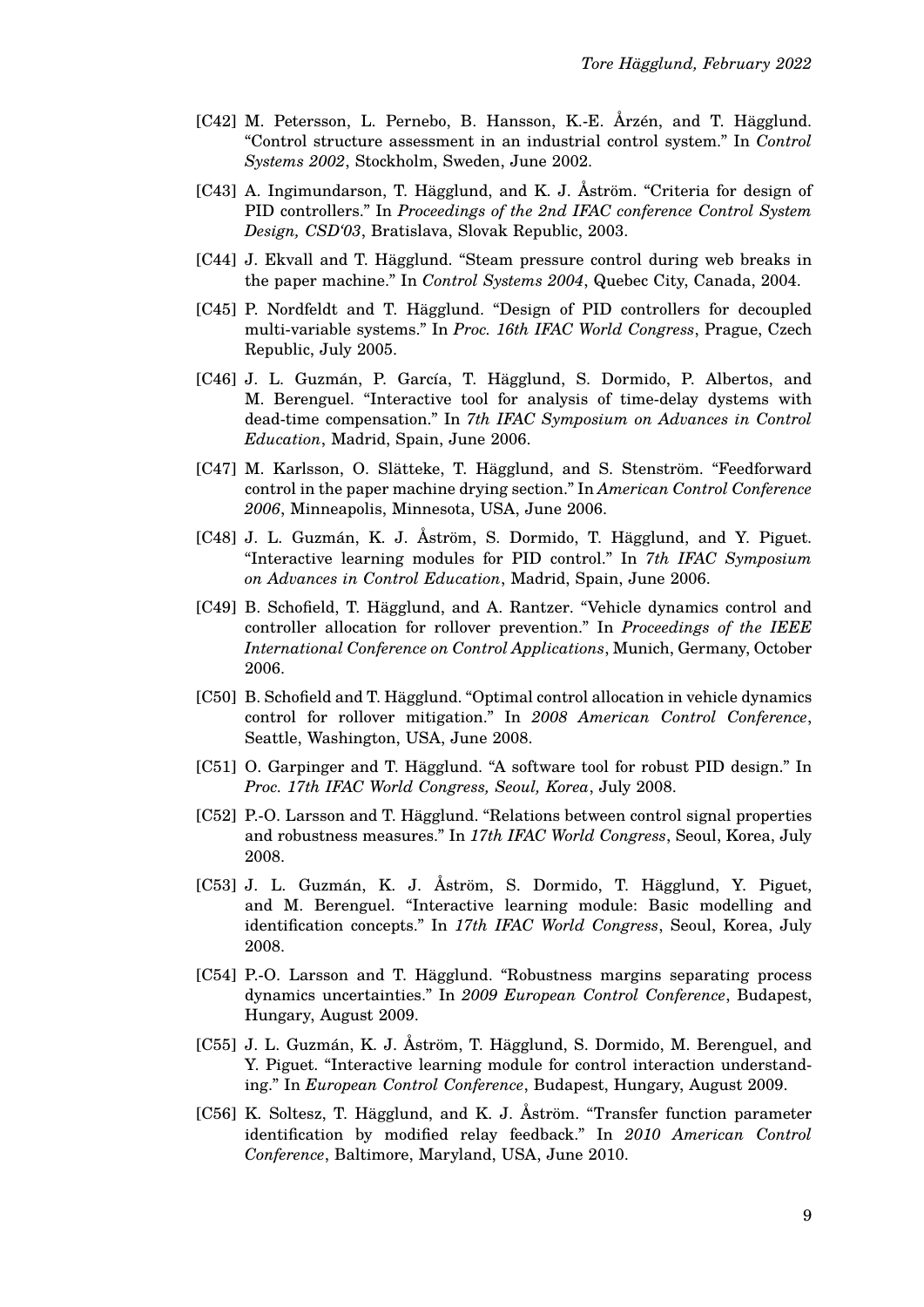[C42] M. Petersson, L. Pernebo, B. Hansson, K.-E. Årzén, and T. Hägglund. "Control structure assessment in an industrial control system." In *Control Systems 2002*, Stockholm, Sweden, June 2002.

[C43] A. Ingimundarson, T. Hägglund, and K. J. Åström. "Criteria for design of PID controllers." In *Proceedings of the 2nd IFAC conference Control System Design, CSD'03*, Bratislava, Slovak Republic, 2003.

[C44] J. Ekvall and T. Hägglund. "Steam pressure control during web breaks in the paper machine." In *Control Systems 2004*, Quebec City, Canada, 2004.

[C45] P. Nordfeldt and T. Hägglund. "Design of PID controllers for decoupled multi-variable systems." In *Proc. 16th IFAC World Congress*, Prague, Czech Republic, July 2005.

[C46] J. L. Guzmán, P. García, T. Hägglund, S. Dormido, P. Albertos, and M. Berenguel. "Interactive tool for analysis of time-delay dystems with dead-time compensation." In *7th IFAC Symposium on Advances in Control Education*, Madrid, Spain, June 2006.

[C47] M. Karlsson, O. Slätteke, T. Hägglund, and S. Stenström. "Feedforward control in the paper machine drying section." In *American Control Conference 2006*, Minneapolis, Minnesota, USA, June 2006.

[C48] J. L. Guzmán, K. J. Åström, S. Dormido, T. Hägglund, and Y. Piguet. "Interactive learning modules for PID control." In *7th IFAC Symposium on Advances in Control Education*, Madrid, Spain, June 2006.

[C49] B. Schofield, T. Hägglund, and A. Rantzer. "Vehicle dynamics control and controller allocation for rollover prevention." In *Proceedings of the IEEE International Conference on Control Applications*, Munich, Germany, October 2006.

[C50] B. Schofield and T. Hägglund. "Optimal control allocation in vehicle dynamics control for rollover mitigation." In *2008 American Control Conference*, Seattle, Washington, USA, June 2008.

[C51] O. Garpinger and T. Hägglund. "A software tool for robust PID design." In *Proc. 17th IFAC World Congress, Seoul, Korea*, July 2008.

[C52] P.-O. Larsson and T. Hägglund. "Relations between control signal properties and robustness measures." In *17th IFAC World Congress*, Seoul, Korea, July 2008.

[C53] J. L. Guzmán, K. J. Åström, S. Dormido, T. Hägglund, Y. Piguet, and M. Berenguel. "Interactive learning module: Basic modelling and identification concepts." In *17th IFAC World Congress*, Seoul, Korea, July 2008.

[C54] P.-O. Larsson and T. Hägglund. "Robustness margins separating process dynamics uncertainties." In *2009 European Control Conference*, Budapest, Hungary, August 2009.

[C55] J. L. Guzmán, K. J. Åström, T. Hägglund, S. Dormido, M. Berenguel, and Y. Piguet. "Interactive learning module for control interaction understanding." In *European Control Conference*, Budapest, Hungary, August 2009.

[C56] K. Soltesz, T. Hägglund, and K. J. Åström. "Transfer function parameter identification by modified relay feedback." In *2010 American Control Conference*, Baltimore, Maryland, USA, June 2010.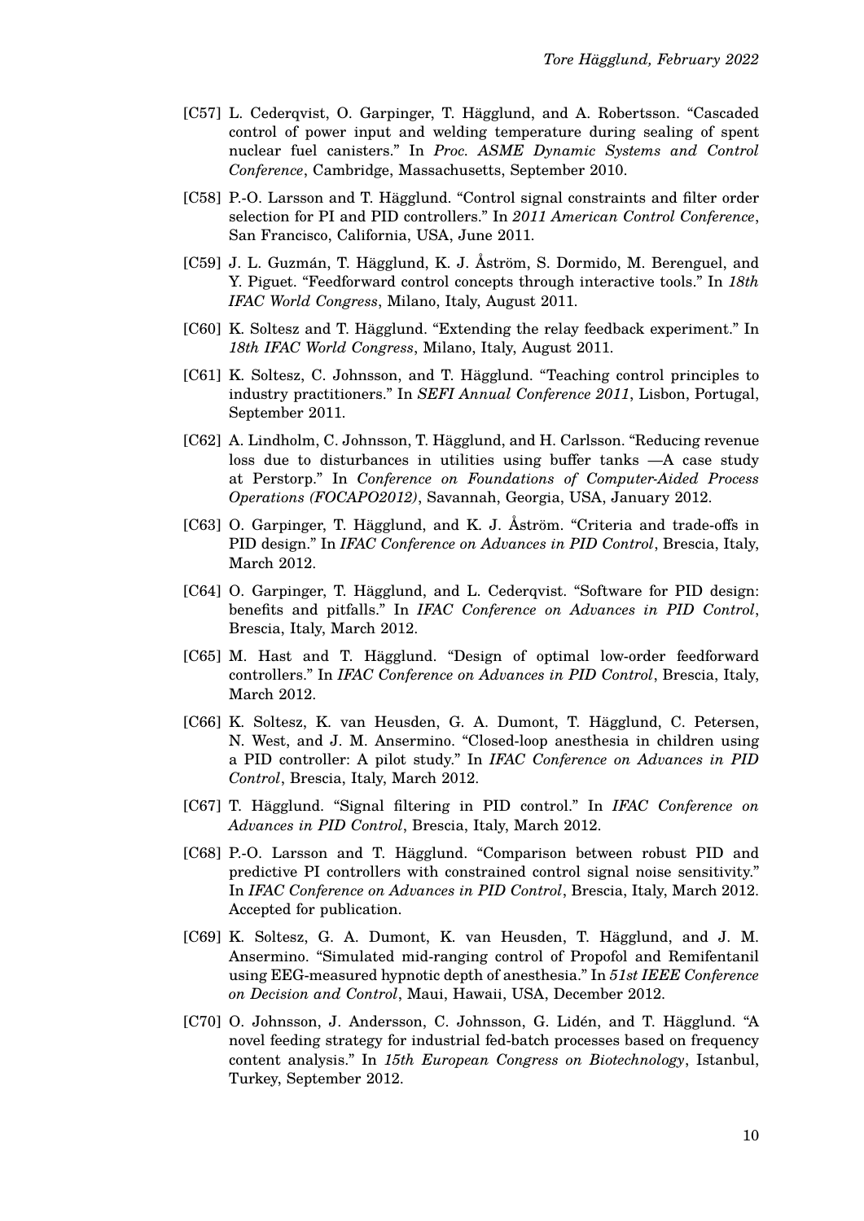[C57] L. Cederqvist, O. Garpinger, T. Hägglund, and A. Robertsson. "Cascaded control of power input and welding temperature during sealing of spent nuclear fuel canisters." In *Proc. ASME Dynamic Systems and Control Conference*, Cambridge, Massachusetts, September 2010.

[C58] P.-O. Larsson and T. Hägglund. "Control signal constraints and filter order selection for PI and PID controllers." In *2011 American Control Conference*, San Francisco, California, USA, June 2011.

[C59] J. L. Guzmán, T. Hägglund, K. J. Åström, S. Dormido, M. Berenguel, and Y. Piguet. "Feedforward control concepts through interactive tools." In *18th IFAC World Congress*, Milano, Italy, August 2011.

[C60] K. Soltesz and T. Hägglund. "Extending the relay feedback experiment." In *18th IFAC World Congress*, Milano, Italy, August 2011.

[C61] K. Soltesz, C. Johnsson, and T. Hägglund. "Teaching control principles to industry practitioners." In *SEFI Annual Conference 2011*, Lisbon, Portugal, September 2011.

[C62] A. Lindholm, C. Johnsson, T. Hägglund, and H. Carlsson. "Reducing revenue loss due to disturbances in utilities using buffer tanks —A case study at Perstorp." In *Conference on Foundations of Computer-Aided Process Operations (FOCAPO2012)*, Savannah, Georgia, USA, January 2012.

[C63] O. Garpinger, T. Hägglund, and K. J. Åström. "Criteria and trade-offs in PID design." In *IFAC Conference on Advances in PID Control*, Brescia, Italy, March 2012.

[C64] O. Garpinger, T. Hägglund, and L. Cederqvist. "Software for PID design: benefits and pitfalls." In *IFAC Conference on Advances in PID Control*, Brescia, Italy, March 2012.

[C65] M. Hast and T. Hägglund. "Design of optimal low-order feedforward controllers." In *IFAC Conference on Advances in PID Control*, Brescia, Italy, March 2012.

[C66] K. Soltesz, K. van Heusden, G. A. Dumont, T. Hägglund, C. Petersen, N. West, and J. M. Ansermino. "Closed-loop anesthesia in children using a PID controller: A pilot study." In *IFAC Conference on Advances in PID Control*, Brescia, Italy, March 2012.

[C67] T. Hägglund. "Signal filtering in PID control." In *IFAC Conference on Advances in PID Control*, Brescia, Italy, March 2012.

[C68] P.-O. Larsson and T. Hägglund. "Comparison between robust PID and predictive PI controllers with constrained control signal noise sensitivity." In *IFAC Conference on Advances in PID Control*, Brescia, Italy, March 2012. Accepted for publication.

[C69] K. Soltesz, G. A. Dumont, K. van Heusden, T. Hägglund, and J. M. Ansermino. "Simulated mid-ranging control of Propofol and Remifentanil using EEG-measured hypnotic depth of anesthesia." In *51st IEEE Conference on Decision and Control*, Maui, Hawaii, USA, December 2012.

[C70] O. Johnsson, J. Andersson, C. Johnsson, G. Lidén, and T. Hägglund. "A novel feeding strategy for industrial fed-batch processes based on frequency content analysis." In *15th European Congress on Biotechnology*, Istanbul, Turkey, September 2012.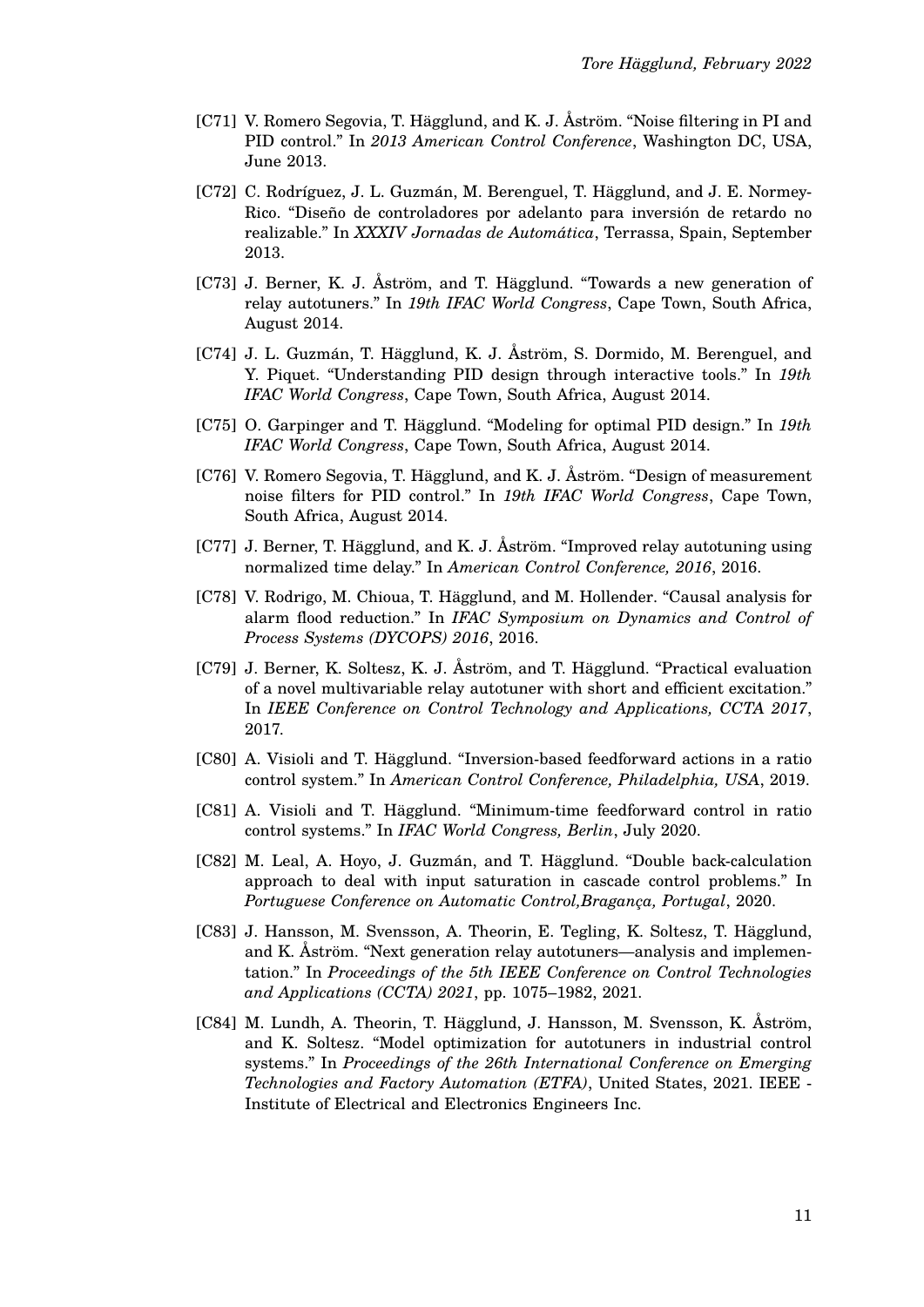[C71] V. Romero Segovia, T. Hägglund, and K. J. Åström. "Noise filtering in PI and PID control." In *2013 American Control Conference*, Washington DC, USA, June 2013.

[C72] C. Rodríguez, J. L. Guzmán, M. Berenguel, T. Hägglund, and J. E. Normey-Rico. "Diseño de controladores por adelanto para inversión de retardo no realizable." In *XXXIV Jornadas de Automática*, Terrassa, Spain, September 2013.

[C73] J. Berner, K. J. Åström, and T. Hägglund. "Towards a new generation of relay autotuners." In *19th IFAC World Congress*, Cape Town, South Africa, August 2014.

[C74] J. L. Guzmán, T. Hägglund, K. J. Åström, S. Dormido, M. Berenguel, and Y. Piquet. "Understanding PID design through interactive tools." In *19th IFAC World Congress*, Cape Town, South Africa, August 2014.

[C75] O. Garpinger and T. Hägglund. "Modeling for optimal PID design." In *19th IFAC World Congress*, Cape Town, South Africa, August 2014.

[C76] V. Romero Segovia, T. Hägglund, and K. J. Åström. "Design of measurement noise filters for PID control." In *19th IFAC World Congress*, Cape Town, South Africa, August 2014.

[C77] J. Berner, T. Hägglund, and K. J. Åström. "Improved relay autotuning using normalized time delay." In *American Control Conference, 2016*, 2016.

[C78] V. Rodrigo, M. Chioua, T. Hägglund, and M. Hollender. "Causal analysis for alarm flood reduction." In *IFAC Symposium on Dynamics and Control of Process Systems (DYCOPS) 2016*, 2016.

[C79] J. Berner, K. Soltesz, K. J. Åström, and T. Hägglund. "Practical evaluation of a novel multivariable relay autotuner with short and efficient excitation." In *IEEE Conference on Control Technology and Applications, CCTA 2017*, 2017.

[C80] A. Visioli and T. Hägglund. "Inversion-based feedforward actions in a ratio control system." In *American Control Conference, Philadelphia, USA*, 2019.

[C81] A. Visioli and T. Hägglund. "Minimum-time feedforward control in ratio control systems." In *IFAC World Congress, Berlin*, July 2020.

[C82] M. Leal, A. Hoyo, J. Guzmán, and T. Hägglund. "Double back-calculation approach to deal with input saturation in cascade control problems." In *Portuguese Conference on Automatic Control,Bragança, Portugal*, 2020.

[C83] J. Hansson, M. Svensson, A. Theorin, E. Tegling, K. Soltesz, T. Hägglund, and K. Åström. "Next generation relay autotuners—analysis and implementation." In *Proceedings of the 5th IEEE Conference on Control Technologies and Applications (CCTA) 2021*, pp. 1075–1982, 2021.

[C84] M. Lundh, A. Theorin, T. Hägglund, J. Hansson, M. Svensson, K. Åström, and K. Soltesz. "Model optimization for autotuners in industrial control systems." In *Proceedings of the 26th International Conference on Emerging Technologies and Factory Automation (ETFA)*, United States, 2021. IEEE - Institute of Electrical and Electronics Engineers Inc.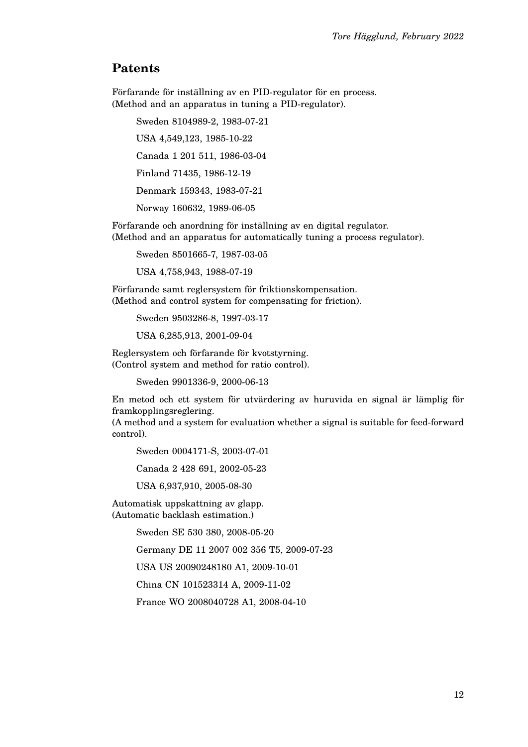## Patents

Förfarande för inställning av en PID-regulator för en process.
(Method and an apparatus in tuning a PID-regulator).

Sweden 8104989-2, 1983-07-21

USA 4,549,123, 1985-10-22

Canada 1 201 511, 1986-03-04

Finland 71435, 1986-12-19

Denmark 159343, 1983-07-21

Norway 160632, 1989-06-05

Förfarande och anordning för inställning av en digital regulator.
(Method and an apparatus for automatically tuning a process regulator).

Sweden 8501665-7, 1987-03-05

USA 4,758,943, 1988-07-19

Förfarande samt reglersystem för friktionskompensation.
(Method and control system for compensating for friction).

Sweden 9503286-8, 1997-03-17

USA 6,285,913, 2001-09-04

Reglersystem och förfarande för kvotstyrning.
(Control system and method for ratio control).

Sweden 9901336-9, 2000-06-13

En metod och ett system för utvärdering av huruvida en signal är lämplig för framkopplingsreglering.
(A method and a system for evaluation whether a signal is suitable for feed-forward control).

Sweden 0004171-S, 2003-07-01

Canada 2 428 691, 2002-05-23

USA 6,937,910, 2005-08-30

Automatisk uppskattning av glapp.
(Automatic backlash estimation.)

Sweden SE 530 380, 2008-05-20

Germany DE 11 2007 002 356 T5, 2009-07-23

USA US 20090248180 A1, 2009-10-01

China CN 101523314 A, 2009-11-02

France WO 2008040728 A1, 2008-04-10